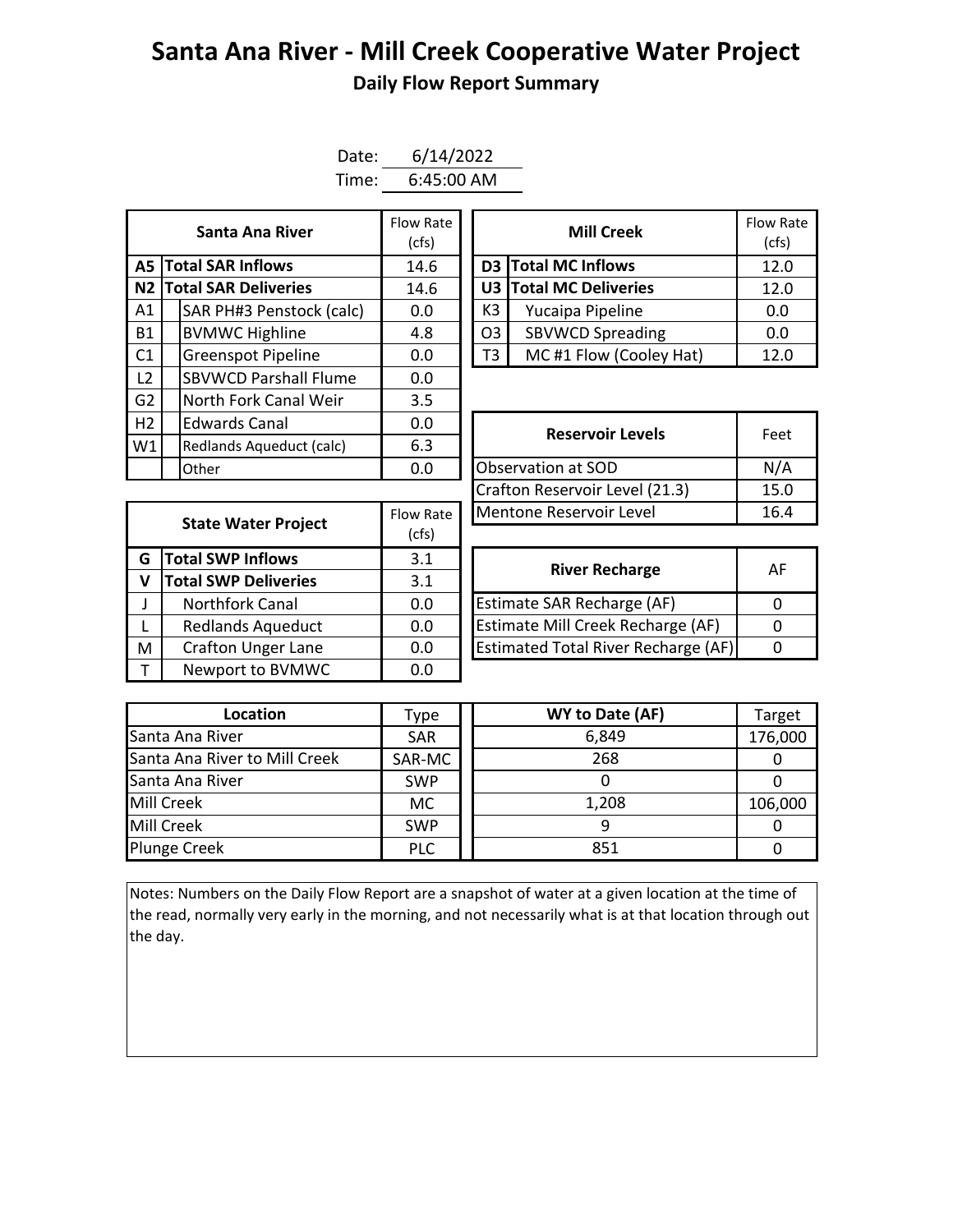# Santa Ana River - Mill Creek Cooperative Water Project

## Daily Flow Report Summary

Date: 6/14/2022

Time: 6:45:00 AM

| | Santa Ana River | Flow Rate (cfs) |
|---|---|---|
| A5 | **Total SAR Inflows** | 14.6 |
| N2 | **Total SAR Deliveries** | 14.6 |
| A1 | SAR PH#3 Penstock (calc) | 0.0 |
| B1 | BVMWC Highline | 4.8 |
| C1 | Greenspot Pipeline | 0.0 |
| L2 | SBVWCD Parshall Flume | 0.0 |
| G2 | North Fork Canal Weir | 3.5 |
| H2 | Edwards Canal | 0.0 |
| W1 | Redlands Aqueduct (calc) | 6.3 |
| | Other | 0.0 |

| | Mill Creek | Flow Rate (cfs) |
|---|---|---|
| D3 | **Total MC Inflows** | 12.0 |
| U3 | **Total MC Deliveries** | 12.0 |
| K3 | Yucaipa Pipeline | 0.0 |
| O3 | SBVWCD Spreading | 0.0 |
| T3 | MC #1 Flow (Cooley Hat) | 12.0 |

| Reservoir Levels | Feet |
|---|---|
| Observation at SOD | N/A |
| Crafton Reservoir Level (21.3) | 15.0 |
| Mentone Reservoir Level | 16.4 |

| | State Water Project | Flow Rate (cfs) |
|---|---|---|
| G | **Total SWP Inflows** | 3.1 |
| V | **Total SWP Deliveries** | 3.1 |
| J | Northfork Canal | 0.0 |
| L | Redlands Aqueduct | 0.0 |
| M | Crafton Unger Lane | 0.0 |
| T | Newport to BVMWC | 0.0 |

| River Recharge | AF |
|---|---|
| Estimate SAR Recharge (AF) | 0 |
| Estimate Mill Creek Recharge (AF) | 0 |
| Estimated Total River Recharge (AF) | 0 |

| Location | Type | WY to Date (AF) | Target |
|---|---|---|---|
| Santa Ana River | SAR | 6,849 | 176,000 |
| Santa Ana River to Mill Creek | SAR-MC | 268 | 0 |
| Santa Ana River | SWP | 0 | 0 |
| Mill Creek | MC | 1,208 | 106,000 |
| Mill Creek | SWP | 9 | 0 |
| Plunge Creek | PLC | 851 | 0 |

Notes: Numbers on the Daily Flow Report are a snapshot of water at a given location at the time of the read, normally very early in the morning, and not necessarily what is at that location through out the day.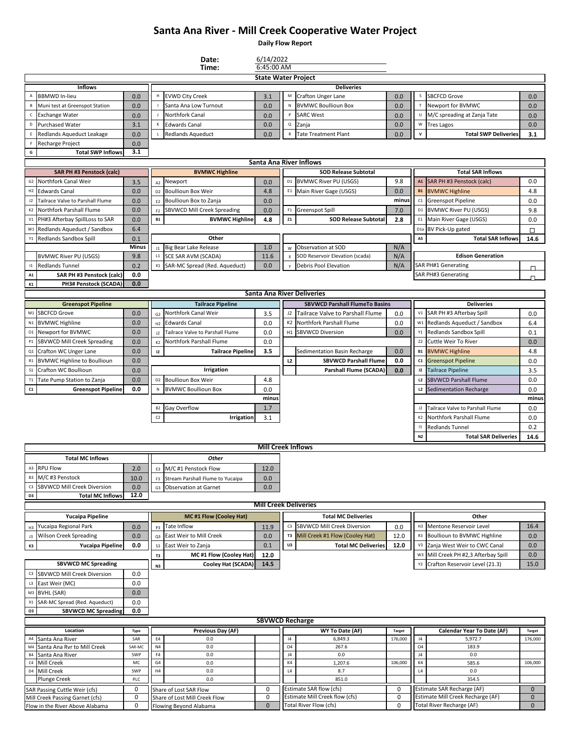# Santa Ana River - Mill Creek Cooperative Water Project

**Daily Flow Report**

**Date:** 6/14/2022
**Time:** 6:45:00 AM

## State Water Project

### Inflows

| | Inflows | |
|---|---|---|
| A | BBMWD In-lieu | 0.0 |
| B | Muni test at Greenspot Station | 0.0 |
| C | Exchange Water | 0.0 |
| D | Purchased Water | 3.1 |
| E | Redlands Aqueduct Leakage | 0.0 |
| F | Recharge Project | 0.0 |
| G | **Total SWP Inflows** | **3.1** |

### Deliveries

| | | | | | | | | |
|---|---|---|---|---|---|---|---|---|
| H | EVWD City Creek | 3.1 | M | Crafton Unger Lane | 0.0 | S | SBCFCD Grove | 0.0 |
| I | Santa Ana Low Turnout | 0.0 | N | BVMWC Boullioun Box | 0.0 | T | Newport for BVMWC | 0.0 |
| J | Northfork Canal | 0.0 | P | SARC West | 0.0 | U | M/C spreading at Zanja Tate | 0.0 |
| K | Edwards Canal | 0.0 | Q | Zanja | 0.0 | W | Tres Lagos | 0.0 |
| L | Redlands Aqueduct | 0.0 | R | Tate Treatment Plant | 0.0 | V | **Total SWP Deliveries** | **3.1** |

## Santa Ana River Inflows

| | SAR PH #3 Penstock (calc) | |
|---|---|---|
| G2 | Northfork Canal Weir | 3.5 |
| H2 | Edwards Canal | 0.0 |
| J2 | Tailrace Valve to Parshall Flume | 0.0 |
| K2 | Northfork Parshall Flume | 0.0 |
| V1 | PH#3 Afterbay SpillLoss to SAR | 0.0 |
| W1 | Redlands Aqueduct / Sandbox | 6.4 |
| Y1 | Redlands Sandbox Spill | 0.1 |
| | | **Minus** |
| | BVMWC River PU (USGS) | 9.8 |
| I1 | Redlands Tunnel | 0.2 |
| A1 | **SAR PH #3 Penstock (calc)** | **0.0** |
| K1 | **PH3# Penstock (SCADA)** | **0.0** |

| | BVMWC Highline | |
|---|---|---|
| A2 | Newport | 0.0 |
| D2 | Boullioun Box Weir | 4.8 |
| E2 | Boullioun Box to Zanja | 0.0 |
| F2 | SBVWCD Mill Creek Spreading | 0.0 |
| B1 | **BVMWC Highline** | **4.8** |

| | Other | |
|---|---|---|
| J1 | Big Bear Lake Release | 1.0 |
| L1 | SCE SAR AVM (SCADA) | 11.6 |
| X1 | SAR-MC Spread (Red. Aqueduct) | 0.0 |

| | SOD Release Subtotal | |
|---|---|---|
| D1 | BVMWC River PU (USGS) | 9.8 |
| E1 | Main River Gage (USGS) | 0.0 |
| | | **minus** |
| F1 | Greenspot Spill | 7.0 |
| Z1 | **SOD Release Subtotal** | **2.8** |
| W | Observation at SOD | N/A |
| X | SOD Reservoir Elevation (scada) | N/A |
| Y | Debris Pool Elevation | N/A |

| | Total SAR Inflows | |
|---|---|---|
| A1 | SAR PH #3 Penstock (calc) | 0.0 |
| B1 | BVMWC Highline | 4.8 |
| C1 | Greenspot Pipeline | 0.0 |
| D1 | BVMWC River PU (USGS) | 9.8 |
| E1 | Main River Gage (USGS) | 0.0 |
| D1a | BV Pick-Up gated | ☐ |
| A5 | **Total SAR Inflows** | **14.6** |

| Edison Generation | |
|---|---|
| SAR PH#1 Generating | ☐ |
| SAR PH#3 Generating | ☐ |

## Santa Ana River Deliveries

| | Greenspot Pipeline | |
|---|---|---|
| M1 | SBCFCD Grove | 0.0 |
| N1 | BVMWC Highline | 0.0 |
| O1 | Newport for BVMWC | 0.0 |
| P1 | SBVWCD Mill Creek Spreading | 0.0 |
| Q1 | Crafton WC Unger Lane | 0.0 |
| R1 | BVMWC Highline to Boullioun | 0.0 |
| S1 | Crafton WC Boullioun | 0.0 |
| T1 | Tate Pump Station to Zanja | 0.0 |
| C1 | **Greenspot Pipeline** | **0.0** |

| | Tailrace Pipeline | |
|---|---|---|
| G2 | Northfork Canal Weir | 3.5 |
| H2 | Edwards Canal | 0.0 |
| J2 | Tailrace Valve to Parshall Flume | 0.0 |
| K2 | Northfork Parshall Flume | 0.0 |
| I2 | **Tailrace Pipeline** | **3.5** |

| | Irrigation | |
|---|---|---|
| D2 | Boullioun Box Weir | 4.8 |
| N | BVMWC Boullioun Box | 0.0 |
| | | **minus** |
| B2 | Gay Overflow | 1.7 |
| C2 | **Irrigation** | **3.1** |

| | SBVWCD Parshall FlumeTo Basins | |
|---|---|---|
| J2 | Tailrace Valve to Parshall Flume | 0.0 |
| K2 | Northfork Parshall Flume | 0.0 |
| H1 | SBVWCD Diversion | 0.0 |
| | Sedimentation Basin Recharge | 0.0 |
| L2 | **SBVWCD Parshall Flume** | **0.0** |
| | **Parshall Flume (SCADA)** | **0.0** |

| | Deliveries | |
|---|---|---|
| V1 | SAR PH #3 Afterbay Spill | 0.0 |
| W1 | Redlands Aqueduct / Sandbox | 6.4 |
| Y1 | Redlands Sandbox Spill | 0.1 |
| Z2 | Cuttle Weir To River | 0.0 |
| B1 | BVMWC Highline | 4.8 |
| C1 | Greenspot Pipeline | 0.0 |
| I2 | Tailrace Pipeline | 3.5 |
| L2 | SBVWCD Parshall Flume | 0.0 |
| L2 | Sedimentation Recharge | 0.0 |
| | | **minus** |
| J2 | Tailrace Valve to Parshall Flume | 0.0 |
| K2 | Northfork Parshall Flume | 0.0 |
| I1 | Redlands Tunnel | 0.2 |
| N2 | **Total SAR Deliveries** | **14.6** |

## Mill Creek Inflows

| | Total MC Inflows | |
|---|---|---|
| A3 | RPU Flow | 2.0 |
| B3 | M/C #3 Penstock | 10.0 |
| C3 | SBVWCD Mill Creek Diversion | 0.0 |
| D3 | **Total MC Inflows** | **12.0** |

| | *Other* | |
|---|---|---|
| E3 | M/C #1 Penstock Flow | 12.0 |
| F3 | Stream Parshall Flume to Yucaipa | 0.0 |
| G3 | Observation at Garnet | 0.0 |

## Mill Creek Deliveries

| | Yucaipa Pipeline | |
|---|---|---|
| H3 | Yucaipa Regional Park | 0.0 |
| J3 | Wilson Creek Spreading | 0.0 |
| K3 | **Yucaipa Pipeline** | **0.0** |

| | SBVWCD MC Spreading | |
|---|---|---|
| C3 | SBVWCD Mill Creek Diversion | 0.0 |
| L3 | East Weir (MC) | 0.0 |
| M3 | BVHL (SAR) | 0.0 |
| X1 | SAR-MC Spread (Red. Aqueduct) | 0.0 |
| O3 | **SBVWCD MC Spreading** | **0.0** |

| | MC #1 Flow (Cooley Hat) | |
|---|---|---|
| P3 | Tate Inflow | 11.9 |
| Q3 | East Weir to Mill Creek | 0.0 |
| S3 | East Weir to Zanja | 0.1 |
| T3 | **MC #1 Flow (Cooley Hat)** | **12.0** |
| N3 | **Cooley Hat (SCADA)** | **14.5** |

| | Total MC Deliveries | |
|---|---|---|
| C3 | SBVWCD Mill Creek Diversion | 0.0 |
| T3 | Mill Creek #1 Flow (Cooley Hat) | 12.0 |
| U3 | **Total MC Deliveries** | **12.0** |

| | Other | |
|---|---|---|
| H3 | Mentone Reservoir Level | 16.4 |
| R3 | Boullioun to BVMWC Highline | 0.0 |
| V3 | Zanja West Weir to CWC Canal | 0.0 |
| W3 | Mill Creek PH #2,3 Afterbay Spill | 0.0 |
| Y3 | Crafton Reservoir Level (21.3) | 15.0 |

## SBVWCD Recharge

| | Location | Type | | Previous Day (AF) | | WY To Date (AF) | Target | | Calendar Year To Date (AF) | Target |
|---|---|---|---|---|---|---|---|---|---|---|
| A4 | Santa Ana River | SAR | E4 | 0.0 | I4 | 6,849.3 | 176,000 | I4 | 5,972.7 | 176,000 |
| M4 | Santa Ana Rvr to Mill Creek | SAR-MC | N4 | 0.0 | O4 | 267.6 | | O4 | 183.9 | |
| B4 | Santa Ana River | SWP | F4 | 0.0 | J4 | 0.0 | | J4 | 0.0 | |
| C4 | Mill Creek | MC | G4 | 0.0 | K4 | 1,207.6 | 106,000 | K4 | 585.6 | 106,000 |
| D4 | Mill Creek | SWP | H4 | 0.0 | L4 | 8.7 | | L4 | 0.0 | |
| | Plunge Creek | PLC | | 0.0 | | 851.0 | | | 354.5 | |

| | | | | | | | |
|---|---|---|---|---|---|---|---|
| SAR Passing Cuttle Weir (cfs) | 0 | Share of Lost SAR Flow | 0 | Estimate SAR flow (cfs) | 0 | Estimate SAR Recharge (AF) | 0 |
| Mill Creek Passing Garnet (cfs) | 0 | Share of Lost Mill Creek Flow | 0 | Estimate Mill Creek flow (cfs) | 0 | Estimate Mill Creek Recharge (AF) | 0 |
| Flow in the River Above Alabama | 0 | Flowing Beyond Alabama | 0 | Total River Flow (cfs) | 0 | Total River Recharge (AF) | 0 |